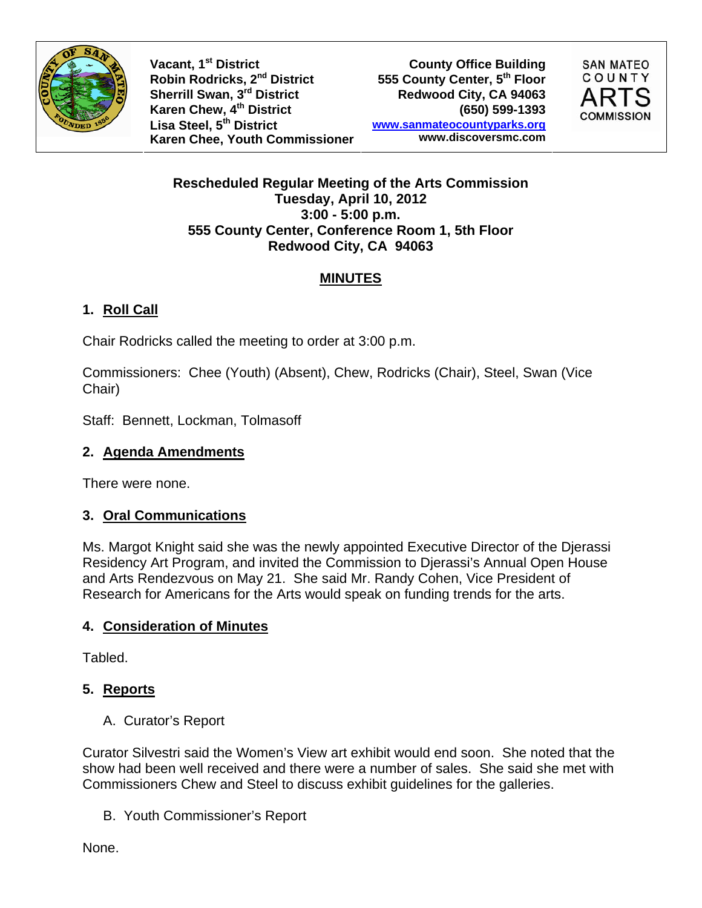Vacant, 1st District
Robin Rodricks, 2nd District
Sherrill Swan, 3rd District
Karen Chew, 4th District
Lisa Steel, 5th District
Karen Chee, Youth Commissioner

County Office Building
555 County Center, 5th Floor
Redwood City, CA 94063
(650) 599-1393
www.sanmateocountyparks.org
www.discoversmc.com

SAN MATEO COUNTY ARTS COMMISSION

**Rescheduled Regular Meeting of the Arts Commission**
**Tuesday, April 10, 2012**
**3:00 - 5:00 p.m.**
**555 County Center, Conference Room 1, 5th Floor**
**Redwood City, CA 94063**

# MINUTES

## 1. Roll Call

Chair Rodricks called the meeting to order at 3:00 p.m.

Commissioners: Chee (Youth) (Absent), Chew, Rodricks (Chair), Steel, Swan (Vice Chair)

Staff: Bennett, Lockman, Tolmasoff

## 2. Agenda Amendments

There were none.

## 3. Oral Communications

Ms. Margot Knight said she was the newly appointed Executive Director of the Djerassi Residency Art Program, and invited the Commission to Djerassi's Annual Open House and Arts Rendezvous on May 21. She said Mr. Randy Cohen, Vice President of Research for Americans for the Arts would speak on funding trends for the arts.

## 4. Consideration of Minutes

Tabled.

## 5. Reports

A. Curator's Report

Curator Silvestri said the Women's View art exhibit would end soon. She noted that the show had been well received and there were a number of sales. She said she met with Commissioners Chew and Steel to discuss exhibit guidelines for the galleries.

B. Youth Commissioner's Report

None.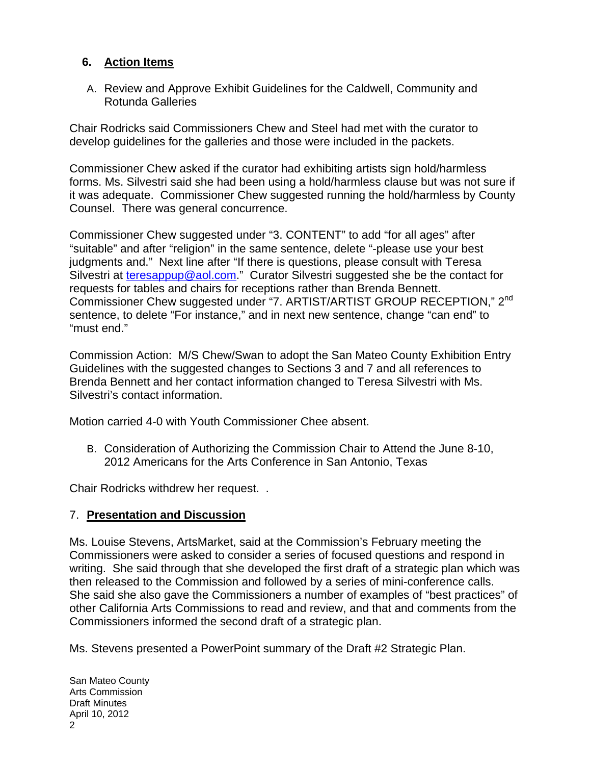## 6. Action Items

A. Review and Approve Exhibit Guidelines for the Caldwell, Community and Rotunda Galleries

Chair Rodricks said Commissioners Chew and Steel had met with the curator to develop guidelines for the galleries and those were included in the packets.

Commissioner Chew asked if the curator had exhibiting artists sign hold/harmless forms. Ms. Silvestri said she had been using a hold/harmless clause but was not sure if it was adequate. Commissioner Chew suggested running the hold/harmless by County Counsel. There was general concurrence.

Commissioner Chew suggested under "3. CONTENT" to add "for all ages" after "suitable" and after "religion" in the same sentence, delete "-please use your best judgments and." Next line after "If there is questions, please consult with Teresa Silvestri at teresappup@aol.com." Curator Silvestri suggested she be the contact for requests for tables and chairs for receptions rather than Brenda Bennett. Commissioner Chew suggested under "7. ARTIST/ARTIST GROUP RECEPTION," 2nd sentence, to delete "For instance," and in next new sentence, change "can end" to "must end."

Commission Action: M/S Chew/Swan to adopt the San Mateo County Exhibition Entry Guidelines with the suggested changes to Sections 3 and 7 and all references to Brenda Bennett and her contact information changed to Teresa Silvestri with Ms. Silvestri's contact information.

Motion carried 4-0 with Youth Commissioner Chee absent.

B. Consideration of Authorizing the Commission Chair to Attend the June 8-10, 2012 Americans for the Arts Conference in San Antonio, Texas

Chair Rodricks withdrew her request. .

## 7. Presentation and Discussion

Ms. Louise Stevens, ArtsMarket, said at the Commission's February meeting the Commissioners were asked to consider a series of focused questions and respond in writing. She said through that she developed the first draft of a strategic plan which was then released to the Commission and followed by a series of mini-conference calls. She said she also gave the Commissioners a number of examples of "best practices" of other California Arts Commissions to read and review, and that and comments from the Commissioners informed the second draft of a strategic plan.

Ms. Stevens presented a PowerPoint summary of the Draft #2 Strategic Plan.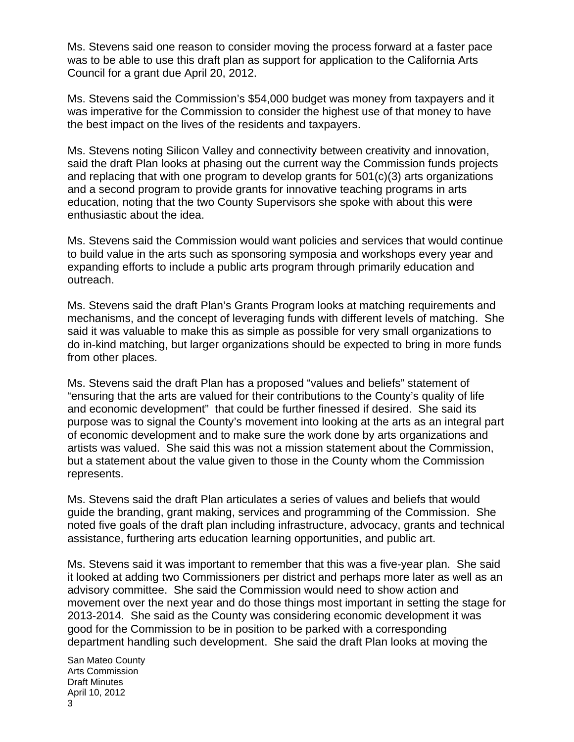Ms. Stevens said one reason to consider moving the process forward at a faster pace was to be able to use this draft plan as support for application to the California Arts Council for a grant due April 20, 2012.

Ms. Stevens said the Commission's $54,000 budget was money from taxpayers and it was imperative for the Commission to consider the highest use of that money to have the best impact on the lives of the residents and taxpayers.

Ms. Stevens noting Silicon Valley and connectivity between creativity and innovation, said the draft Plan looks at phasing out the current way the Commission funds projects and replacing that with one program to develop grants for 501(c)(3) arts organizations and a second program to provide grants for innovative teaching programs in arts education, noting that the two County Supervisors she spoke with about this were enthusiastic about the idea.

Ms. Stevens said the Commission would want policies and services that would continue to build value in the arts such as sponsoring symposia and workshops every year and expanding efforts to include a public arts program through primarily education and outreach.

Ms. Stevens said the draft Plan's Grants Program looks at matching requirements and mechanisms, and the concept of leveraging funds with different levels of matching. She said it was valuable to make this as simple as possible for very small organizations to do in-kind matching, but larger organizations should be expected to bring in more funds from other places.

Ms. Stevens said the draft Plan has a proposed "values and beliefs" statement of "ensuring that the arts are valued for their contributions to the County's quality of life and economic development" that could be further finessed if desired. She said its purpose was to signal the County's movement into looking at the arts as an integral part of economic development and to make sure the work done by arts organizations and artists was valued. She said this was not a mission statement about the Commission, but a statement about the value given to those in the County whom the Commission represents.

Ms. Stevens said the draft Plan articulates a series of values and beliefs that would guide the branding, grant making, services and programming of the Commission. She noted five goals of the draft plan including infrastructure, advocacy, grants and technical assistance, furthering arts education learning opportunities, and public art.

Ms. Stevens said it was important to remember that this was a five-year plan. She said it looked at adding two Commissioners per district and perhaps more later as well as an advisory committee. She said the Commission would need to show action and movement over the next year and do those things most important in setting the stage for 2013-2014. She said as the County was considering economic development it was good for the Commission to be in position to be parked with a corresponding department handling such development. She said the draft Plan looks at moving the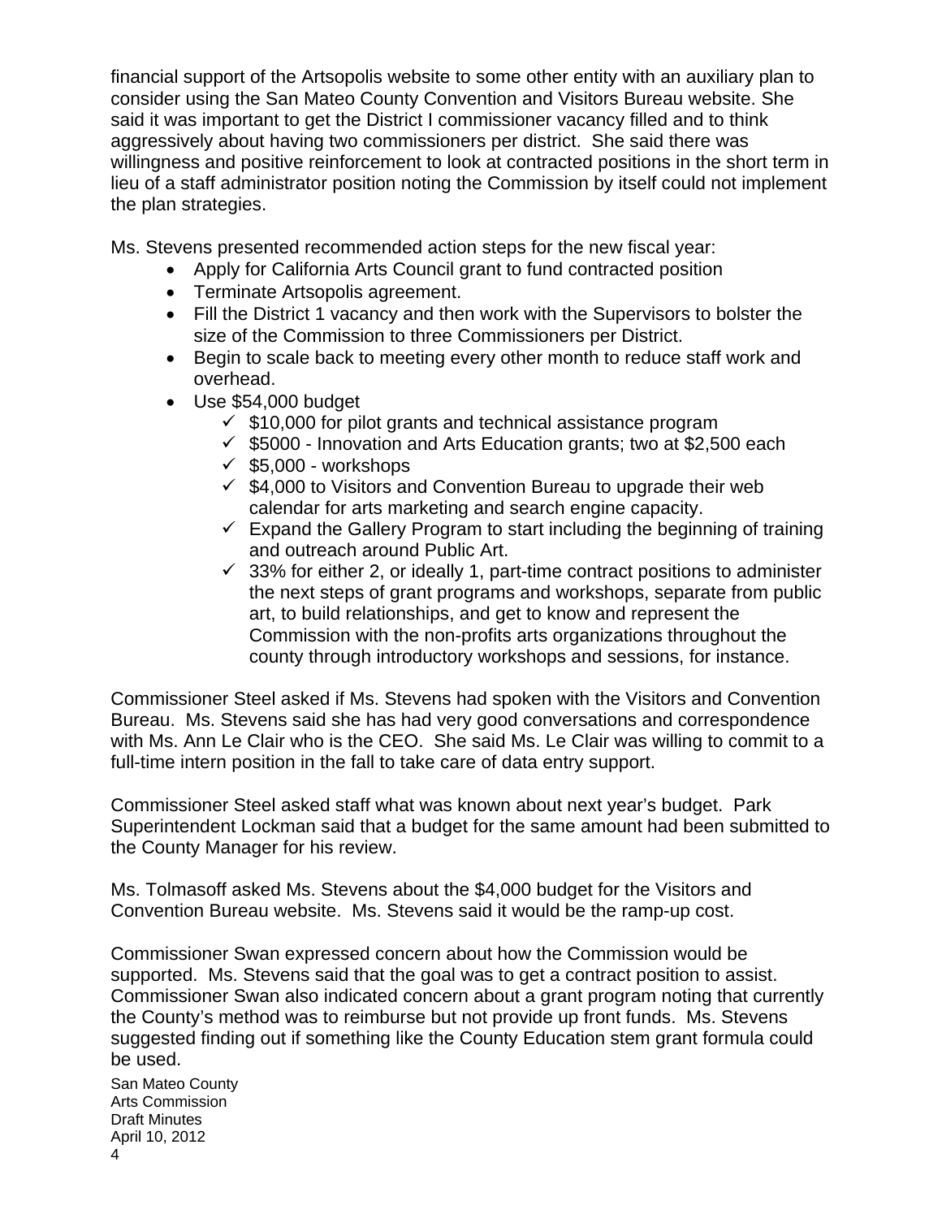financial support of the Artsopolis website to some other entity with an auxiliary plan to consider using the San Mateo County Convention and Visitors Bureau website. She said it was important to get the District I commissioner vacancy filled and to think aggressively about having two commissioners per district. She said there was willingness and positive reinforcement to look at contracted positions in the short term in lieu of a staff administrator position noting the Commission by itself could not implement the plan strategies.

Ms. Stevens presented recommended action steps for the new fiscal year:

- Apply for California Arts Council grant to fund contracted position
- Terminate Artsopolis agreement.
- Fill the District 1 vacancy and then work with the Supervisors to bolster the size of the Commission to three Commissioners per District.
- Begin to scale back to meeting every other month to reduce staff work and overhead.
- Use $54,000 budget
  - ✓ $10,000 for pilot grants and technical assistance program
  - ✓ $5000 - Innovation and Arts Education grants; two at $2,500 each
  - ✓ $5,000 - workshops
  - ✓ $4,000 to Visitors and Convention Bureau to upgrade their web calendar for arts marketing and search engine capacity.
  - ✓ Expand the Gallery Program to start including the beginning of training and outreach around Public Art.
  - ✓ 33% for either 2, or ideally 1, part-time contract positions to administer the next steps of grant programs and workshops, separate from public art, to build relationships, and get to know and represent the Commission with the non-profits arts organizations throughout the county through introductory workshops and sessions, for instance.

Commissioner Steel asked if Ms. Stevens had spoken with the Visitors and Convention Bureau. Ms. Stevens said she has had very good conversations and correspondence with Ms. Ann Le Clair who is the CEO. She said Ms. Le Clair was willing to commit to a full-time intern position in the fall to take care of data entry support.

Commissioner Steel asked staff what was known about next year's budget. Park Superintendent Lockman said that a budget for the same amount had been submitted to the County Manager for his review.

Ms. Tolmasoff asked Ms. Stevens about the $4,000 budget for the Visitors and Convention Bureau website. Ms. Stevens said it would be the ramp-up cost.

Commissioner Swan expressed concern about how the Commission would be supported. Ms. Stevens said that the goal was to get a contract position to assist. Commissioner Swan also indicated concern about a grant program noting that currently the County's method was to reimburse but not provide up front funds. Ms. Stevens suggested finding out if something like the County Education stem grant formula could be used.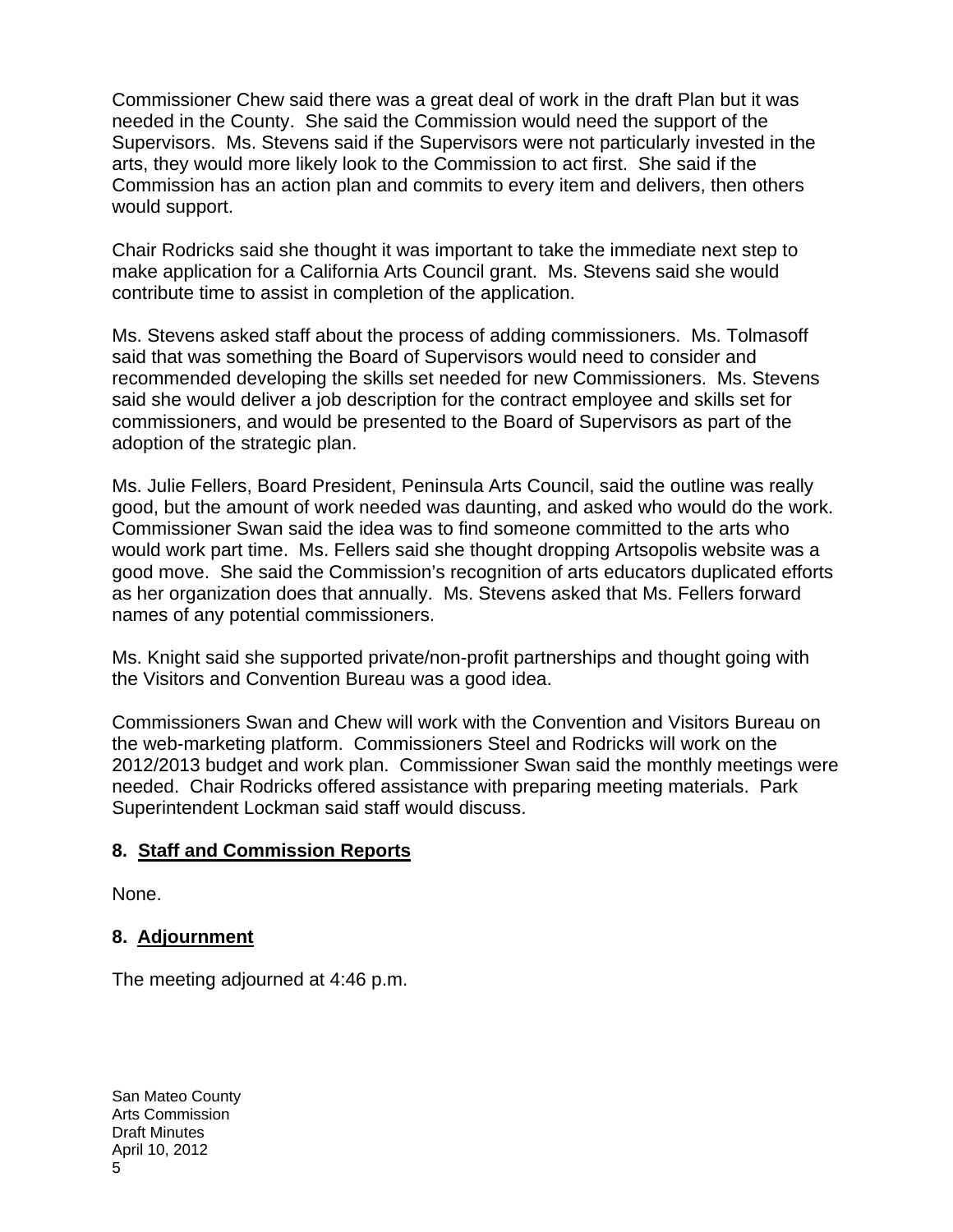Commissioner Chew said there was a great deal of work in the draft Plan but it was needed in the County. She said the Commission would need the support of the Supervisors. Ms. Stevens said if the Supervisors were not particularly invested in the arts, they would more likely look to the Commission to act first. She said if the Commission has an action plan and commits to every item and delivers, then others would support.

Chair Rodricks said she thought it was important to take the immediate next step to make application for a California Arts Council grant. Ms. Stevens said she would contribute time to assist in completion of the application.

Ms. Stevens asked staff about the process of adding commissioners. Ms. Tolmasoff said that was something the Board of Supervisors would need to consider and recommended developing the skills set needed for new Commissioners. Ms. Stevens said she would deliver a job description for the contract employee and skills set for commissioners, and would be presented to the Board of Supervisors as part of the adoption of the strategic plan.

Ms. Julie Fellers, Board President, Peninsula Arts Council, said the outline was really good, but the amount of work needed was daunting, and asked who would do the work. Commissioner Swan said the idea was to find someone committed to the arts who would work part time. Ms. Fellers said she thought dropping Artsopolis website was a good move. She said the Commission's recognition of arts educators duplicated efforts as her organization does that annually. Ms. Stevens asked that Ms. Fellers forward names of any potential commissioners.

Ms. Knight said she supported private/non-profit partnerships and thought going with the Visitors and Convention Bureau was a good idea.

Commissioners Swan and Chew will work with the Convention and Visitors Bureau on the web-marketing platform. Commissioners Steel and Rodricks will work on the 2012/2013 budget and work plan. Commissioner Swan said the monthly meetings were needed. Chair Rodricks offered assistance with preparing meeting materials. Park Superintendent Lockman said staff would discuss.

**8. <u>Staff and Commission Reports</u>**

None.

**8. <u>Adjournment</u>**

The meeting adjourned at 4:46 p.m.

San Mateo County
Arts Commission
Draft Minutes
April 10, 2012